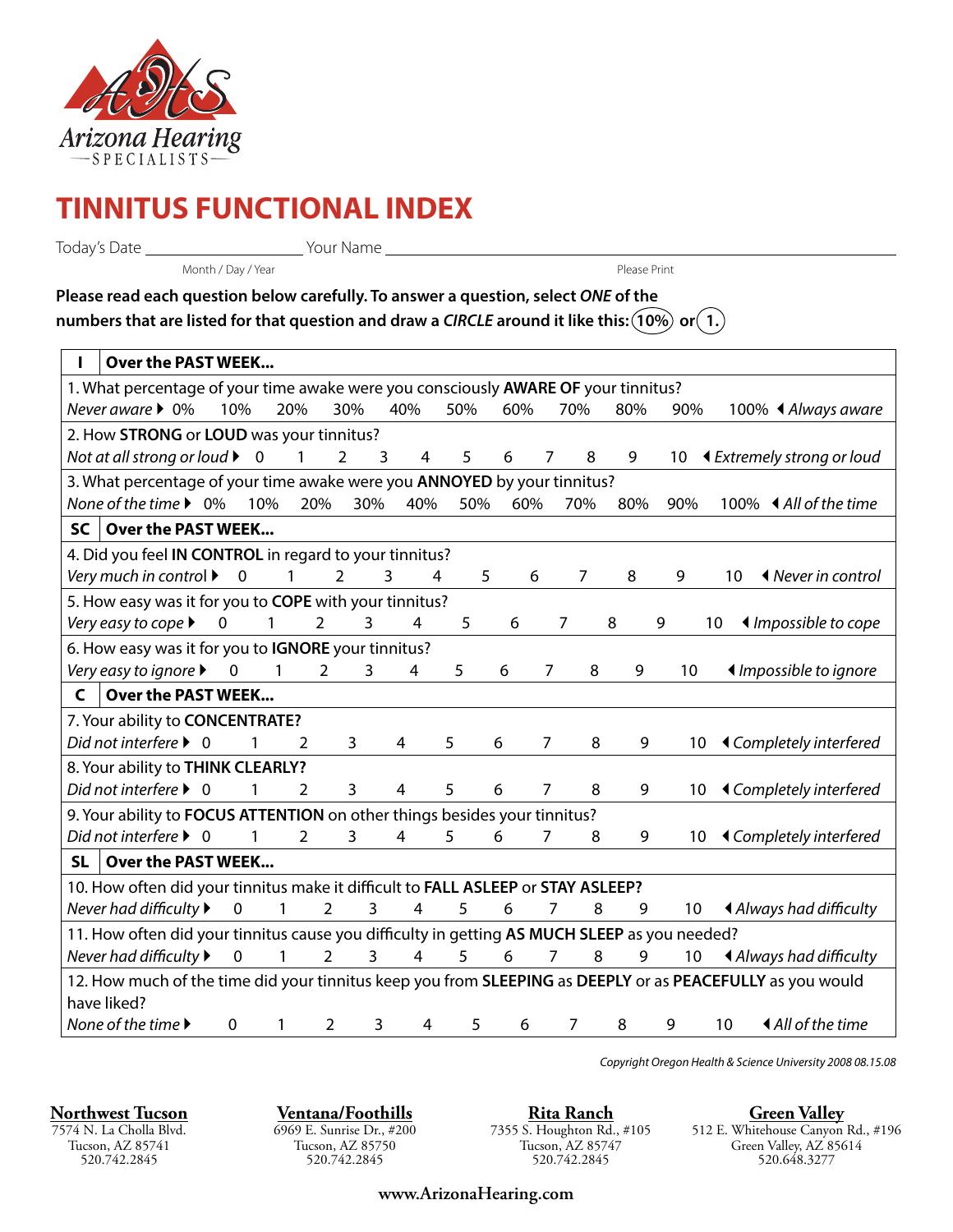Arizona Hearing SPECIALISTS

# TINNITUS FUNCTIONAL INDEX

Today's Date ____________________ Your Name ________________________________________________
Month / Day / Year                                                                                  Please Print

**Please read each question below carefully. To answer a question, select *ONE* of the numbers that are listed for that question and draw a *CIRCLE* around it like this: (10%) or (1.)**

| I | Over the PAST WEEK... |
|---|---|
| | 1. What percentage of your time awake were you consciously **AWARE OF** your tinnitus?<br>*Never aware* ▸ 0% 10% 20% 30% 40% 50% 60% 70% 80% 90% 100% ◂ *Always aware* |
| | 2. How **STRONG** or **LOUD** was your tinnitus?<br>*Not at all strong or loud* ▸ 0 1 2 3 4 5 6 7 8 9 10 ◂ *Extremely strong or loud* |
| | 3. What percentage of your time awake were you **ANNOYED** by your tinnitus?<br>*None of the time* ▸ 0% 10% 20% 30% 40% 50% 60% 70% 80% 90% 100% ◂ *All of the time* |
| **SC** | **Over the PAST WEEK...** |
| | 4. Did you feel **IN CONTROL** in regard to your tinnitus?<br>*Very much in control* ▸ 0 1 2 3 4 5 6 7 8 9 10 ◂ *Never in control* |
| | 5. How easy was it for you to **COPE** with your tinnitus?<br>*Very easy to cope* ▸ 0 1 2 3 4 5 6 7 8 9 10 ◂ *Impossible to cope* |
| | 6. How easy was it for you to **IGNORE** your tinnitus?<br>*Very easy to ignore* ▸ 0 1 2 3 4 5 6 7 8 9 10 ◂ *Impossible to ignore* |
| **C** | **Over the PAST WEEK...** |
| | 7. Your ability to **CONCENTRATE?**<br>*Did not interfere* ▸ 0 1 2 3 4 5 6 7 8 9 10 ◂ *Completely interfered* |
| | 8. Your ability to **THINK CLEARLY?**<br>*Did not interfere* ▸ 0 1 2 3 4 5 6 7 8 9 10 ◂ *Completely interfered* |
| | 9. Your ability to **FOCUS ATTENTION** on other things besides your tinnitus?<br>*Did not interfere* ▸ 0 1 2 3 4 5 6 7 8 9 10 ◂ *Completely interfered* |
| **SL** | **Over the PAST WEEK...** |
| | 10. How often did your tinnitus make it difficult to **FALL ASLEEP** or **STAY ASLEEP?**<br>*Never had difficulty* ▸ 0 1 2 3 4 5 6 7 8 9 10 ◂ *Always had difficulty* |
| | 11. How often did your tinnitus cause you difficulty in getting **AS MUCH SLEEP** as you needed?<br>*Never had difficulty* ▸ 0 1 2 3 4 5 6 7 8 9 10 ◂ *Always had difficulty* |
| | 12. How much of the time did your tinnitus keep you from **SLEEPING** as **DEEPLY** or as **PEACEFULLY** as you would have liked?<br>*None of the time* ▸ 0 1 2 3 4 5 6 7 8 9 10 ◂ *All of the time* |

*Copyright Oregon Health & Science University 2008 08.15.08*

**Northwest Tucson**
7574 N. La Cholla Blvd.
Tucson, AZ 85741
520.742.2845

**Ventana/Foothills**
6969 E. Sunrise Dr., #200
Tucson, AZ 85750
520.742.2845

**Rita Ranch**
7355 S. Houghton Rd., #105
Tucson, AZ 85747
520.742.2845

**Green Valley**
512 E. Whitehouse Canyon Rd., #196
Green Valley, AZ 85614
520.648.3277

**www.ArizonaHearing.com**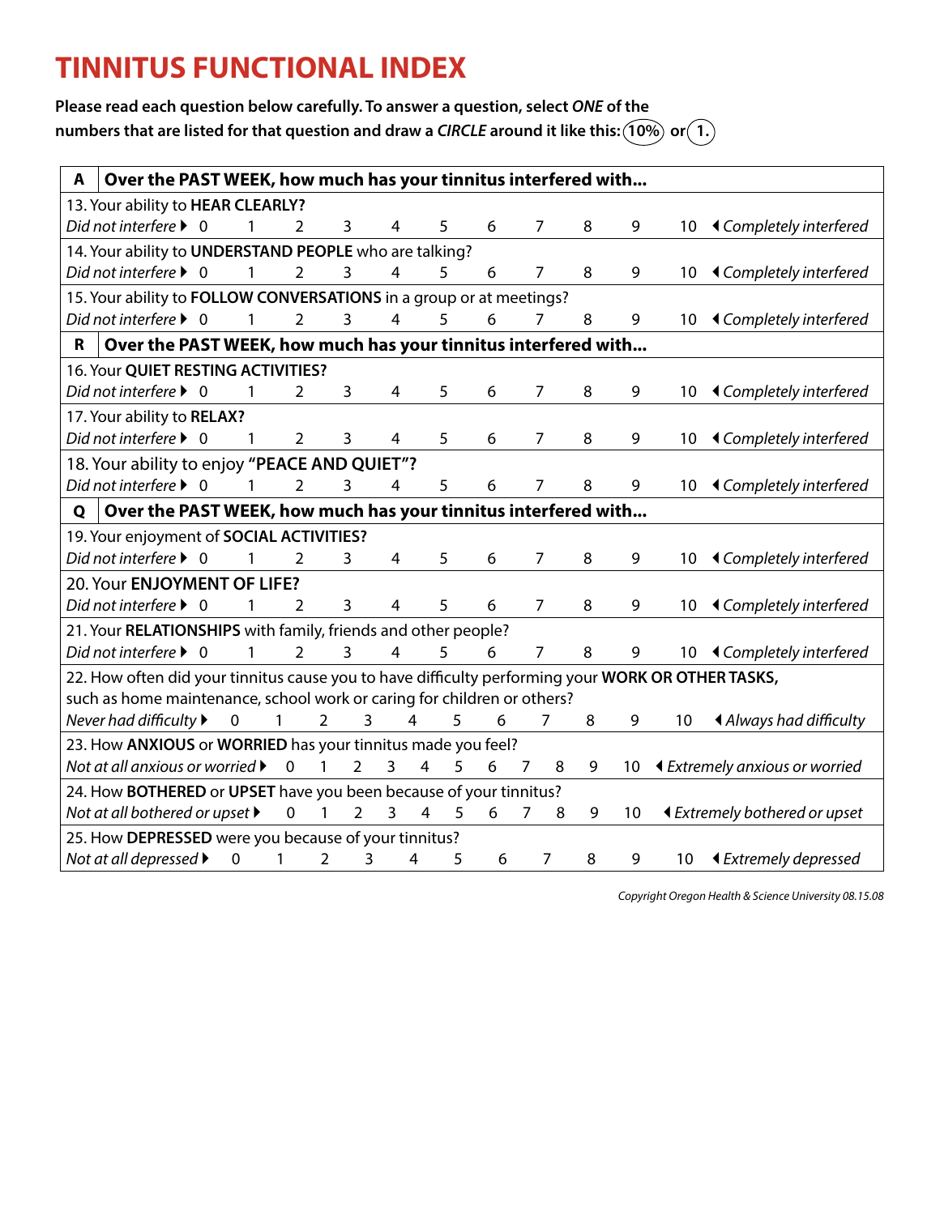# TINNITUS FUNCTIONAL INDEX

**Please read each question below carefully. To answer a question, select *ONE* of the numbers that are listed for that question and draw a *CIRCLE* around it like this: (10%) or (1.)**

| | | | | | | | | | | | | | |
|---|---|---|---|---|---|---|---|---|---|---|---|---|---|
| **A** | **Over the PAST WEEK, how much has your tinnitus interfered with...** | | | | | | | | | | | | |
| 13. Your ability to **HEAR CLEARLY?** | | | | | | | | | | | | | |
| *Did not interfere* ▸ | 0 | 1 | 2 | 3 | 4 | 5 | 6 | 7 | 8 | 9 | 10 | ◂ *Completely interfered* | |
| 14. Your ability to **UNDERSTAND PEOPLE** who are talking? | | | | | | | | | | | | | |
| *Did not interfere* ▸ | 0 | 1 | 2 | 3 | 4 | 5 | 6 | 7 | 8 | 9 | 10 | ◂ *Completely interfered* | |
| 15. Your ability to **FOLLOW CONVERSATIONS** in a group or at meetings? | | | | | | | | | | | | | |
| *Did not interfere* ▸ | 0 | 1 | 2 | 3 | 4 | 5 | 6 | 7 | 8 | 9 | 10 | ◂ *Completely interfered* | |
| **R** | **Over the PAST WEEK, how much has your tinnitus interfered with...** | | | | | | | | | | | | |
| 16. Your **QUIET RESTING ACTIVITIES?** | | | | | | | | | | | | | |
| *Did not interfere* ▸ | 0 | 1 | 2 | 3 | 4 | 5 | 6 | 7 | 8 | 9 | 10 | ◂ *Completely interfered* | |
| 17. Your ability to **RELAX?** | | | | | | | | | | | | | |
| *Did not interfere* ▸ | 0 | 1 | 2 | 3 | 4 | 5 | 6 | 7 | 8 | 9 | 10 | ◂ *Completely interfered* | |
| 18. Your ability to enjoy **"PEACE AND QUIET"?** | | | | | | | | | | | | | |
| *Did not interfere* ▸ | 0 | 1 | 2 | 3 | 4 | 5 | 6 | 7 | 8 | 9 | 10 | ◂ *Completely interfered* | |
| **Q** | **Over the PAST WEEK, how much has your tinnitus interfered with...** | | | | | | | | | | | | |
| 19. Your enjoyment of **SOCIAL ACTIVITIES?** | | | | | | | | | | | | | |
| *Did not interfere* ▸ | 0 | 1 | 2 | 3 | 4 | 5 | 6 | 7 | 8 | 9 | 10 | ◂ *Completely interfered* | |
| 20. Your **ENJOYMENT OF LIFE?** | | | | | | | | | | | | | |
| *Did not interfere* ▸ | 0 | 1 | 2 | 3 | 4 | 5 | 6 | 7 | 8 | 9 | 10 | ◂ *Completely interfered* | |
| 21. Your **RELATIONSHIPS** with family, friends and other people? | | | | | | | | | | | | | |
| *Did not interfere* ▸ | 0 | 1 | 2 | 3 | 4 | 5 | 6 | 7 | 8 | 9 | 10 | ◂ *Completely interfered* | |
| 22. How often did your tinnitus cause you to have difficulty performing your **WORK OR OTHER TASKS**, such as home maintenance, school work or caring for children or others? | | | | | | | | | | | | | |
| *Never had difficulty* ▸ | 0 | 1 | 2 | 3 | 4 | 5 | 6 | 7 | 8 | 9 | 10 | ◂ *Always had difficulty* | |
| 23. How **ANXIOUS** or **WORRIED** has your tinnitus made you feel? | | | | | | | | | | | | | |
| *Not at all anxious or worried* ▸ | 0 | 1 | 2 | 3 | 4 | 5 | 6 | 7 | 8 | 9 | 10 | ◂ *Extremely anxious or worried* | |
| 24. How **BOTHERED** or **UPSET** have you been because of your tinnitus? | | | | | | | | | | | | | |
| *Not at all bothered or upset* ▸ | 0 | 1 | 2 | 3 | 4 | 5 | 6 | 7 | 8 | 9 | 10 | ◂ *Extremely bothered or upset* | |
| 25. How **DEPRESSED** were you because of your tinnitus? | | | | | | | | | | | | | |
| *Not at all depressed* ▸ | 0 | 1 | 2 | 3 | 4 | 5 | 6 | 7 | 8 | 9 | 10 | ◂ *Extremely depressed* | |

*Copyright Oregon Health & Science University 08.15.08*